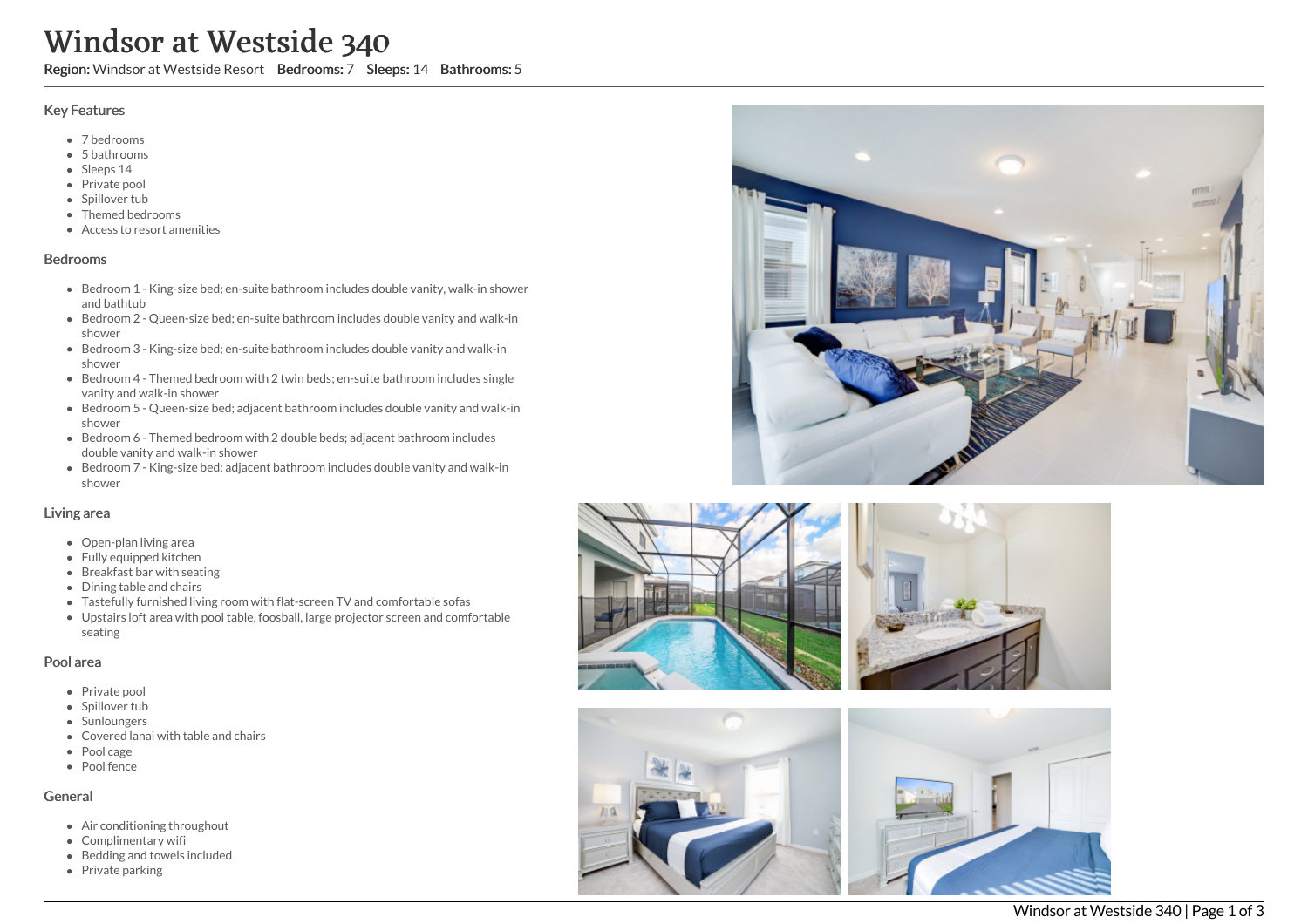# Windsor at Westside 340

**Region:** Windsor at Westside Resort **Bedrooms:** 7 **Sleeps:** 14 **Bathrooms:** 5

## Key Features

- 7 bedrooms
- 5 bathrooms
- Sleeps 14
- Private pool
- Spillover tub
- Themed bedrooms
- Access to resort amenities

## Bedrooms

- Bedroom 1 - King-size bed; en-suite bathroom includes double vanity, walk-in shower and bathtub
- Bedroom 2 - Queen-size bed; en-suite bathroom includes double vanity and walk-in shower
- Bedroom 3 - King-size bed; en-suite bathroom includes double vanity and walk-in shower
- Bedroom 4 - Themed bedroom with 2 twin beds; en-suite bathroom includes single vanity and walk-in shower
- Bedroom 5 - Queen-size bed; adjacent bathroom includes double vanity and walk-in shower
- Bedroom 6 - Themed bedroom with 2 double beds; adjacent bathroom includes double vanity and walk-in shower
- Bedroom 7 - King-size bed; adjacent bathroom includes double vanity and walk-in shower

## Living area

- Open-plan living area
- Fully equipped kitchen
- Breakfast bar with seating
- Dining table and chairs
- Tastefully furnished living room with flat-screen TV and comfortable sofas
- Upstairs loft area with pool table, foosball, large projector screen and comfortable seating

## Pool area

- Private pool
- Spillover tub
- Sunloungers
- Covered lanai with table and chairs
- Pool cage
- Pool fence

## General

- Air conditioning throughout
- Complimentary wifi
- Bedding and towels included
- Private parking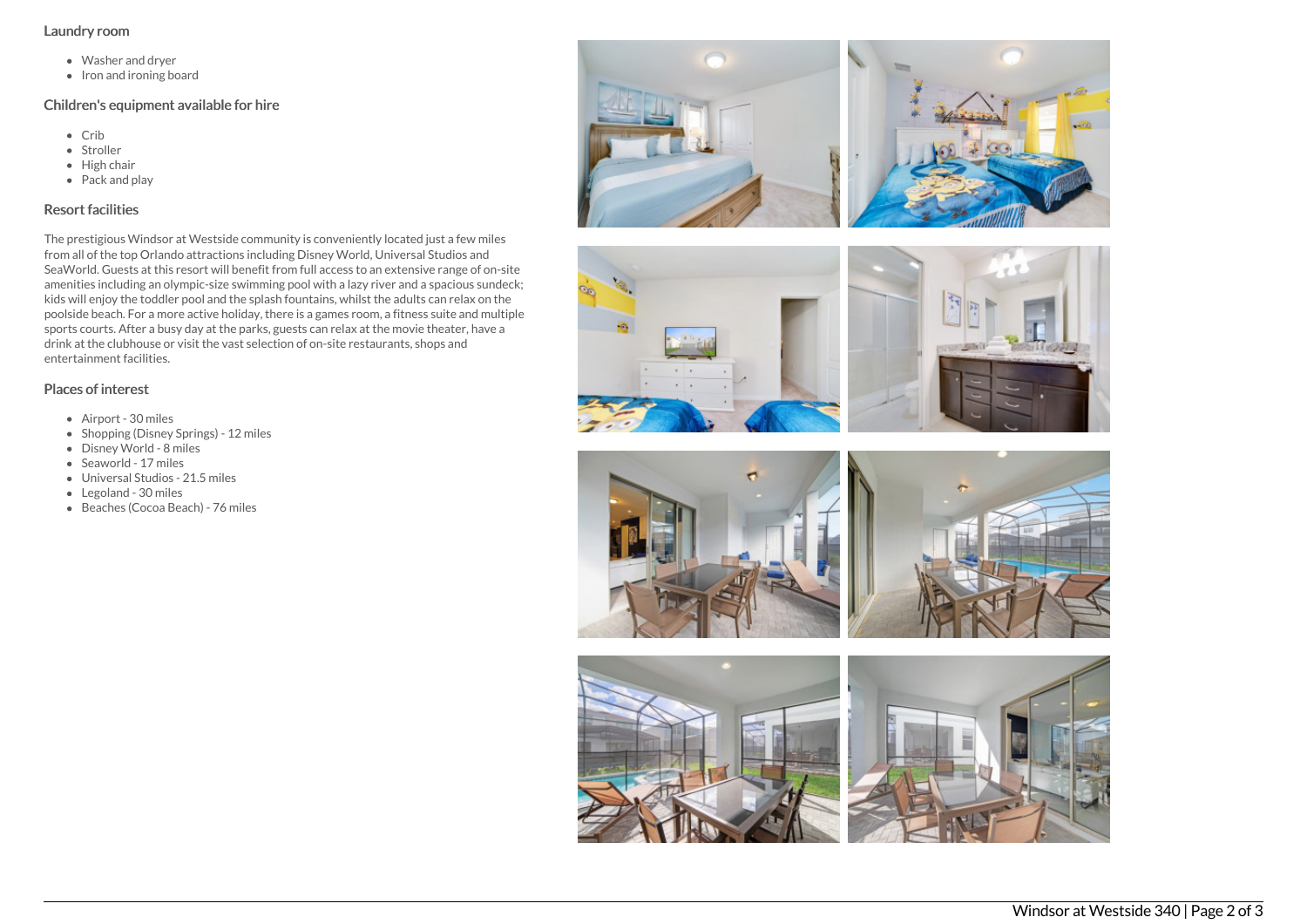## Laundry room

- Washer and dryer
- Iron and ironing board

## Children's equipment available for hire

- Crib
- Stroller
- High chair
- Pack and play

## Resort facilities

The prestigious Windsor at Westside community is conveniently located just a few miles from all of the top Orlando attractions including Disney World, Universal Studios and SeaWorld. Guests at this resort will benefit from full access to an extensive range of on-site amenities including an olympic-size swimming pool with a lazy river and a spacious sundeck; kids will enjoy the toddler pool and the splash fountains, whilst the adults can relax on the poolside beach. For a more active holiday, there is a games room, a fitness suite and multiple sports courts. After a busy day at the parks, guests can relax at the movie theater, have a drink at the clubhouse or visit the vast selection of on-site restaurants, shops and entertainment facilities.

## Places of interest

- Airport - 30 miles
- Shopping (Disney Springs) - 12 miles
- Disney World - 8 miles
- Seaworld - 17 miles
- Universal Studios - 21.5 miles
- Legoland - 30 miles
- Beaches (Cocoa Beach) - 76 miles